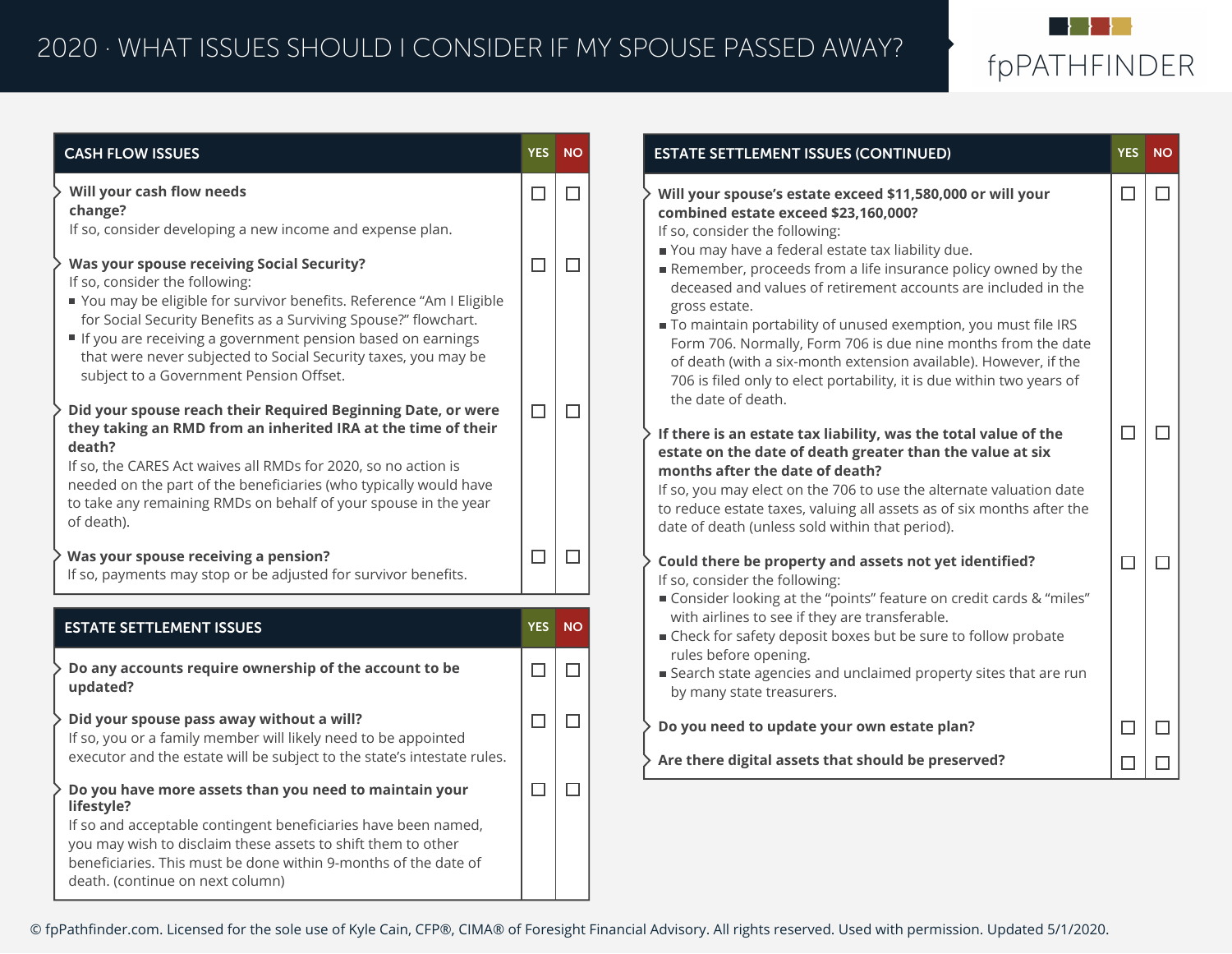# 2020 · WHAT ISSUES SHOULD I CONSIDER IF MY SPOUSE PASSED AWAY?

## CASH FLOW ISSUES

| | YES | NO |
|---|---|---|
| **Will your cash flow needs change?** If so, consider developing a new income and expense plan. | ☐ | ☐ |
| **Was your spouse receiving Social Security?** If so, consider the following: <br>■ You may be eligible for survivor benefits. Reference "Am I Eligible for Social Security Benefits as a Surviving Spouse?" flowchart. <br>■ If you are receiving a government pension based on earnings that were never subjected to Social Security taxes, you may be subject to a Government Pension Offset. | ☐ | ☐ |
| **Did your spouse reach their Required Beginning Date, or were they taking an RMD from an inherited IRA at the time of their death?** If so, the CARES Act waives all RMDs for 2020, so no action is needed on the part of the beneficiaries (who typically would have to take any remaining RMDs on behalf of your spouse in the year of death). | ☐ | ☐ |
| **Was your spouse receiving a pension?** If so, payments may stop or be adjusted for survivor benefits. | ☐ | ☐ |

## ESTATE SETTLEMENT ISSUES

| | YES | NO |
|---|---|---|
| **Do any accounts require ownership of the account to be updated?** | ☐ | ☐ |
| **Did your spouse pass away without a will?** If so, you or a family member will likely need to be appointed executor and the estate will be subject to the state's intestate rules. | ☐ | ☐ |
| **Do you have more assets than you need to maintain your lifestyle?** If so and acceptable contingent beneficiaries have been named, you may wish to disclaim these assets to shift them to other beneficiaries. This must be done within 9-months of the date of death. (continue on next column) | ☐ | ☐ |

## ESTATE SETTLEMENT ISSUES (CONTINUED)

| | YES | NO |
|---|---|---|
| **Will your spouse's estate exceed $11,580,000 or will your combined estate exceed $23,160,000?** If so, consider the following: <br>■ You may have a federal estate tax liability due. <br>■ Remember, proceeds from a life insurance policy owned by the deceased and values of retirement accounts are included in the gross estate. <br>■ To maintain portability of unused exemption, you must file IRS Form 706. Normally, Form 706 is due nine months from the date of death (with a six-month extension available). However, if the 706 is filed only to elect portability, it is due within two years of the date of death. | ☐ | ☐ |
| **If there is an estate tax liability, was the total value of the estate on the date of death greater than the value at six months after the date of death?** If so, you may elect on the 706 to use the alternate valuation date to reduce estate taxes, valuing all assets as of six months after the date of death (unless sold within that period). | ☐ | ☐ |
| **Could there be property and assets not yet identified?** If so, consider the following: <br>■ Consider looking at the "points" feature on credit cards & "miles" with airlines to see if they are transferable. <br>■ Check for safety deposit boxes but be sure to follow probate rules before opening. <br>■ Search state agencies and unclaimed property sites that are run by many state treasurers. | ☐ | ☐ |
| **Do you need to update your own estate plan?** | ☐ | ☐ |
| **Are there digital assets that should be preserved?** | ☐ | ☐ |

© fpPathfinder.com. Licensed for the sole use of Kyle Cain, CFP®, CIMA® of Foresight Financial Advisory. All rights reserved. Used with permission. Updated 5/1/2020.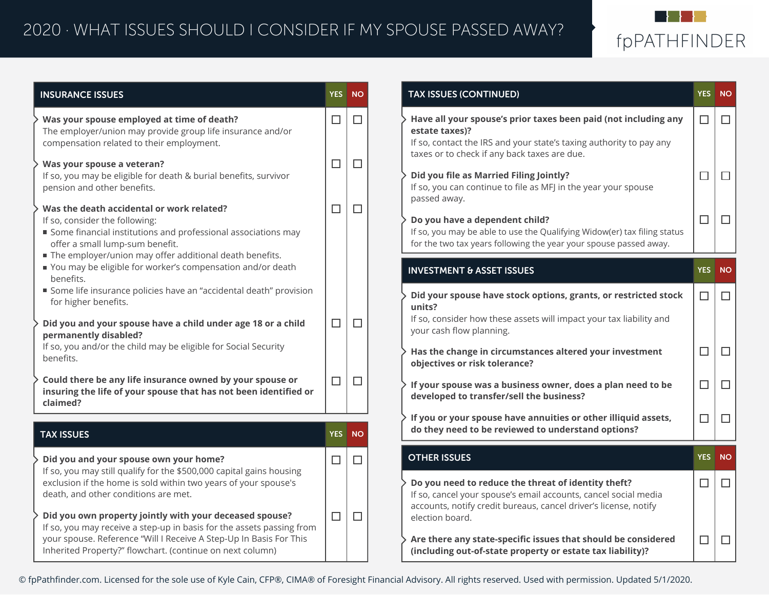# 2020 · WHAT ISSUES SHOULD I CONSIDER IF MY SPOUSE PASSED AWAY?

fpPATHFINDER

## INSURANCE ISSUES

| | YES | NO |
|---|---|---|
| **Was your spouse employed at time of death?** The employer/union may provide group life insurance and/or compensation related to their employment. | ☐ | ☐ |
| **Was your spouse a veteran?** If so, you may be eligible for death & burial benefits, survivor pension and other benefits. | ☐ | ☐ |
| **Was the death accidental or work related?** If so, consider the following: ▪ Some financial institutions and professional associations may offer a small lump-sum benefit. ▪ The employer/union may offer additional death benefits. ▪ You may be eligible for worker's compensation and/or death benefits. ▪ Some life insurance policies have an "accidental death" provision for higher benefits. | ☐ | ☐ |
| **Did you and your spouse have a child under age 18 or a child permanently disabled?** If so, you and/or the child may be eligible for Social Security benefits. | ☐ | ☐ |
| **Could there be any life insurance owned by your spouse or insuring the life of your spouse that has not been identified or claimed?** | ☐ | ☐ |

## TAX ISSUES

| | YES | NO |
|---|---|---|
| **Did you and your spouse own your home?** If so, you may still qualify for the $500,000 capital gains housing exclusion if the home is sold within two years of your spouse's death, and other conditions are met. | ☐ | ☐ |
| **Did you own property jointly with your deceased spouse?** If so, you may receive a step-up in basis for the assets passing from your spouse. Reference "Will I Receive A Step-Up In Basis For This Inherited Property?" flowchart. (continue on next column) | ☐ | ☐ |

## TAX ISSUES (CONTINUED)

| | YES | NO |
|---|---|---|
| **Have all your spouse's prior taxes been paid (not including any estate taxes)?** If so, contact the IRS and your state's taxing authority to pay any taxes or to check if any back taxes are due. | ☐ | ☐ |
| **Did you file as Married Filing Jointly?** If so, you can continue to file as MFJ in the year your spouse passed away. | ☐ | ☐ |
| **Do you have a dependent child?** If so, you may be able to use the Qualifying Widow(er) tax filing status for the two tax years following the year your spouse passed away. | ☐ | ☐ |

## INVESTMENT & ASSET ISSUES

| | YES | NO |
|---|---|---|
| **Did your spouse have stock options, grants, or restricted stock units?** If so, consider how these assets will impact your tax liability and your cash flow planning. | ☐ | ☐ |
| **Has the change in circumstances altered your investment objectives or risk tolerance?** | ☐ | ☐ |
| **If your spouse was a business owner, does a plan need to be developed to transfer/sell the business?** | ☐ | ☐ |
| **If you or your spouse have annuities or other illiquid assets, do they need to be reviewed to understand options?** | ☐ | ☐ |

## OTHER ISSUES

| | YES | NO |
|---|---|---|
| **Do you need to reduce the threat of identity theft?** If so, cancel your spouse's email accounts, cancel social media accounts, notify credit bureaus, cancel driver's license, notify election board. | ☐ | ☐ |
| **Are there any state-specific issues that should be considered (including out-of-state property or estate tax liability)?** | ☐ | ☐ |

© fpPathfinder.com. Licensed for the sole use of Kyle Cain, CFP®, CIMA® of Foresight Financial Advisory. All rights reserved. Used with permission. Updated 5/1/2020.